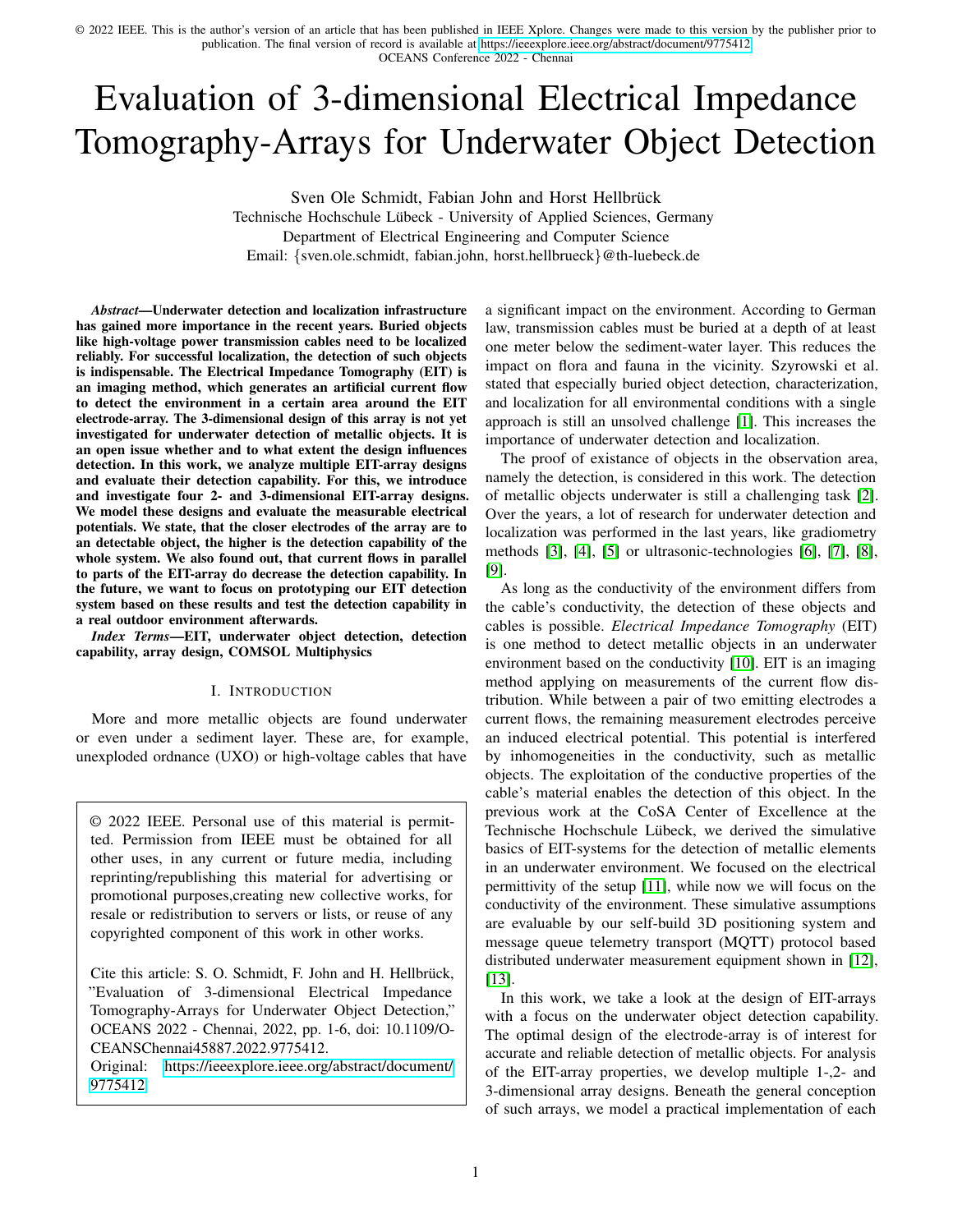© 2022 IEEE. This is the author's version of an article that has been published in IEEE Xplore. Changes were made to this version by the publisher prior to publication. The final version of record is available at https://ieeexplore.ieee.org/abstract/document/9775412
OCEANS Conference 2022 - Chennai

# Evaluation of 3-dimensional Electrical Impedance Tomography-Arrays for Underwater Object Detection

Sven Ole Schmidt, Fabian John and Horst Hellbrück
Technische Hochschule Lübeck - University of Applied Sciences, Germany
Department of Electrical Engineering and Computer Science
Email: {sven.ole.schmidt, fabian.john, horst.hellbrueck}@th-luebeck.de

***Abstract*—Underwater detection and localization infrastructure has gained more importance in the recent years. Buried objects like high-voltage power transmission cables need to be localized reliably. For successful localization, the detection of such objects is indispensable. The Electrical Impedance Tomography (EIT) is an imaging method, which generates an artificial current flow to detect the environment in a certain area around the EIT electrode-array. The 3-dimensional design of this array is not yet investigated for underwater detection of metallic objects. It is an open issue whether and to what extent the design influences detection. In this work, we analyze multiple EIT-array designs and evaluate their detection capability. For this, we introduce and investigate four 2- and 3-dimensional EIT-array designs. We model these designs and evaluate the measurable electrical potentials. We state, that the closer electrodes of the array are to an detectable object, the higher is the detection capability of the whole system. We also found out, that current flows in parallel to parts of the EIT-array do decrease the detection capability. In the future, we want to focus on prototyping our EIT detection system based on these results and test the detection capability in a real outdoor environment afterwards.**

***Index Terms*—EIT, underwater object detection, detection capability, array design, COMSOL Multiphysics**

## I. Introduction

More and more metallic objects are found underwater or even under a sediment layer. These are, for example, unexploded ordnance (UXO) or high-voltage cables that have a significant impact on the environment. According to German law, transmission cables must be buried at a depth of at least one meter below the sediment-water layer. This reduces the impact on flora and fauna in the vicinity. Szyrowski et al. stated that especially buried object detection, characterization, and localization for all environmental conditions with a single approach is still an unsolved challenge [1]. This increases the importance of underwater detection and localization.

The proof of existance of objects in the observation area, namely the detection, is considered in this work. The detection of metallic objects underwater is still a challenging task [2]. Over the years, a lot of research for underwater detection and localization was performed in the last years, like gradiometry methods [3], [4], [5] or ultrasonic-technologies [6], [7], [8], [9].

As long as the conductivity of the environment differs from the cable's conductivity, the detection of these objects and cables is possible. *Electrical Impedance Tomography* (EIT) is one method to detect metallic objects in an underwater environment based on the conductivity [10]. EIT is an imaging method applying on measurements of the current flow distribution. While between a pair of two emitting electrodes a current flows, the remaining measurement electrodes perceive an induced electrical potential. This potential is interfered by inhomogeneities in the conductivity, such as metallic objects. The exploitation of the conductive properties of the cable's material enables the detection of this object. In the previous work at the CoSA Center of Excellence at the Technische Hochschule Lübeck, we derived the simulative basics of EIT-systems for the detection of metallic elements in an underwater environment. We focused on the electrical permittivity of the setup [11], while now we will focus on the conductivity of the environment. These simulative assumptions are evaluable by our self-build 3D positioning system and message queue telemetry transport (MQTT) protocol based distributed underwater measurement equipment shown in [12], [13].

In this work, we take a look at the design of EIT-arrays with a focus on the underwater object detection capability. The optimal design of the electrode-array is of interest for accurate and reliable detection of metallic objects. For analysis of the EIT-array properties, we develop multiple 1-,2- and 3-dimensional array designs. Beneath the general conception of such arrays, we model a practical implementation of each

© 2022 IEEE. Personal use of this material is permitted. Permission from IEEE must be obtained for all other uses, in any current or future media, including reprinting/republishing this material for advertising or promotional purposes,creating new collective works, for resale or redistribution to servers or lists, or reuse of any copyrighted component of this work in other works.

Cite this article: S. O. Schmidt, F. John and H. Hellbrück, "Evaluation of 3-dimensional Electrical Impedance Tomography-Arrays for Underwater Object Detection," OCEANS 2022 - Chennai, 2022, pp. 1-6, doi: 10.1109/OCEANSChennai45887.2022.9775412.
Original: https://ieeexplore.ieee.org/abstract/document/9775412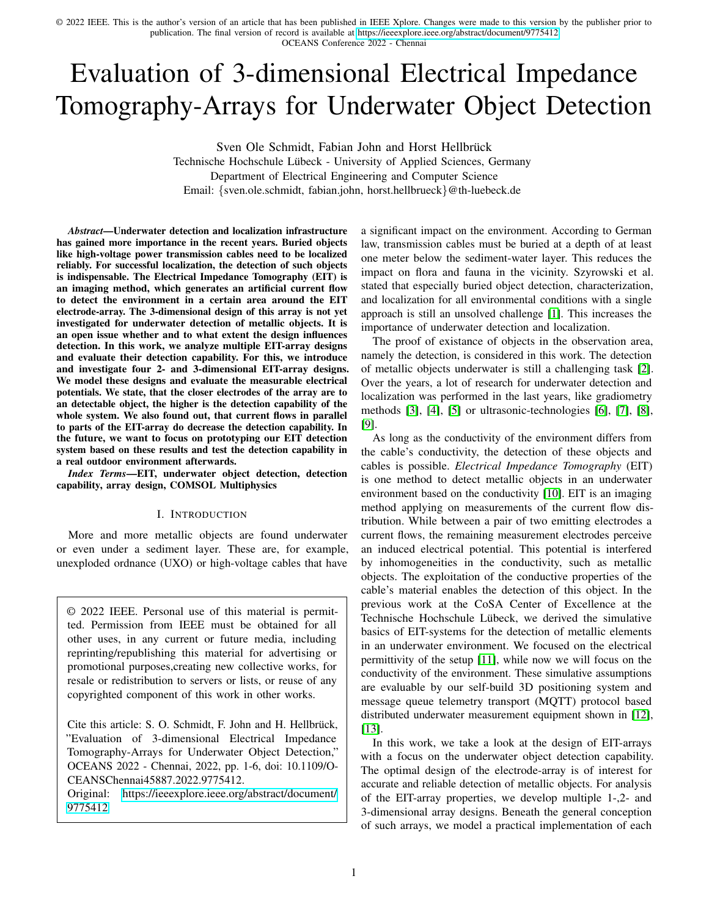© 2022 IEEE. This is the author's version of an article that has been published in IEEE Xplore. Changes were made to this version by the publisher prior to publication. The final version of record is available at https://ieeexplore.ieee.org/abstract/document/9775412
OCEANS Conference 2022 - Chennai

# Evaluation of 3-dimensional Electrical Impedance Tomography-Arrays for Underwater Object Detection

Sven Ole Schmidt, Fabian John and Horst Hellbrück
Technische Hochschule Lübeck - University of Applied Sciences, Germany
Department of Electrical Engineering and Computer Science
Email: {sven.ole.schmidt, fabian.john, horst.hellbrueck}@th-luebeck.de

***Abstract*—Underwater detection and localization infrastructure has gained more importance in the recent years. Buried objects like high-voltage power transmission cables need to be localized reliably. For successful localization, the detection of such objects is indispensable. The Electrical Impedance Tomography (EIT) is an imaging method, which generates an artificial current flow to detect the environment in a certain area around the EIT electrode-array. The 3-dimensional design of this array is not yet investigated for underwater detection of metallic objects. It is an open issue whether and to what extent the design influences detection. In this work, we analyze multiple EIT-array designs and evaluate their detection capability. For this, we introduce and investigate four 2- and 3-dimensional EIT-array designs. We model these designs and evaluate the measurable electrical potentials. We state, that the closer electrodes of the array are to an detectable object, the higher is the detection capability of the whole system. We also found out, that current flows in parallel to parts of the EIT-array do decrease the detection capability. In the future, we want to focus on prototyping our EIT detection system based on these results and test the detection capability in a real outdoor environment afterwards.**

***Index Terms*—EIT, underwater object detection, detection capability, array design, COMSOL Multiphysics**

## I. Introduction

More and more metallic objects are found underwater or even under a sediment layer. These are, for example, unexploded ordnance (UXO) or high-voltage cables that have a significant impact on the environment. According to German law, transmission cables must be buried at a depth of at least one meter below the sediment-water layer. This reduces the impact on flora and fauna in the vicinity. Szyrowski et al. stated that especially buried object detection, characterization, and localization for all environmental conditions with a single approach is still an unsolved challenge [1]. This increases the importance of underwater detection and localization.

The proof of existance of objects in the observation area, namely the detection, is considered in this work. The detection of metallic objects underwater is still a challenging task [2]. Over the years, a lot of research for underwater detection and localization was performed in the last years, like gradiometry methods [3], [4], [5] or ultrasonic-technologies [6], [7], [8], [9].

As long as the conductivity of the environment differs from the cable's conductivity, the detection of these objects and cables is possible. *Electrical Impedance Tomography* (EIT) is one method to detect metallic objects in an underwater environment based on the conductivity [10]. EIT is an imaging method applying on measurements of the current flow distribution. While between a pair of two emitting electrodes a current flows, the remaining measurement electrodes perceive an induced electrical potential. This potential is interfered by inhomogeneities in the conductivity, such as metallic objects. The exploitation of the conductive properties of the cable's material enables the detection of this object. In the previous work at the CoSA Center of Excellence at the Technische Hochschule Lübeck, we derived the simulative basics of EIT-systems for the detection of metallic elements in an underwater environment. We focused on the electrical permittivity of the setup [11], while now we will focus on the conductivity of the environment. These simulative assumptions are evaluable by our self-build 3D positioning system and message queue telemetry transport (MQTT) protocol based distributed underwater measurement equipment shown in [12], [13].

In this work, we take a look at the design of EIT-arrays with a focus on the underwater object detection capability. The optimal design of the electrode-array is of interest for accurate and reliable detection of metallic objects. For analysis of the EIT-array properties, we develop multiple 1-,2- and 3-dimensional array designs. Beneath the general conception of such arrays, we model a practical implementation of each

© 2022 IEEE. Personal use of this material is permitted. Permission from IEEE must be obtained for all other uses, in any current or future media, including reprinting/republishing this material for advertising or promotional purposes,creating new collective works, for resale or redistribution to servers or lists, or reuse of any copyrighted component of this work in other works.

Cite this article: S. O. Schmidt, F. John and H. Hellbrück, "Evaluation of 3-dimensional Electrical Impedance Tomography-Arrays for Underwater Object Detection," OCEANS 2022 - Chennai, 2022, pp. 1-6, doi: 10.1109/OCEANSChennai45887.2022.9775412.
Original: https://ieeexplore.ieee.org/abstract/document/9775412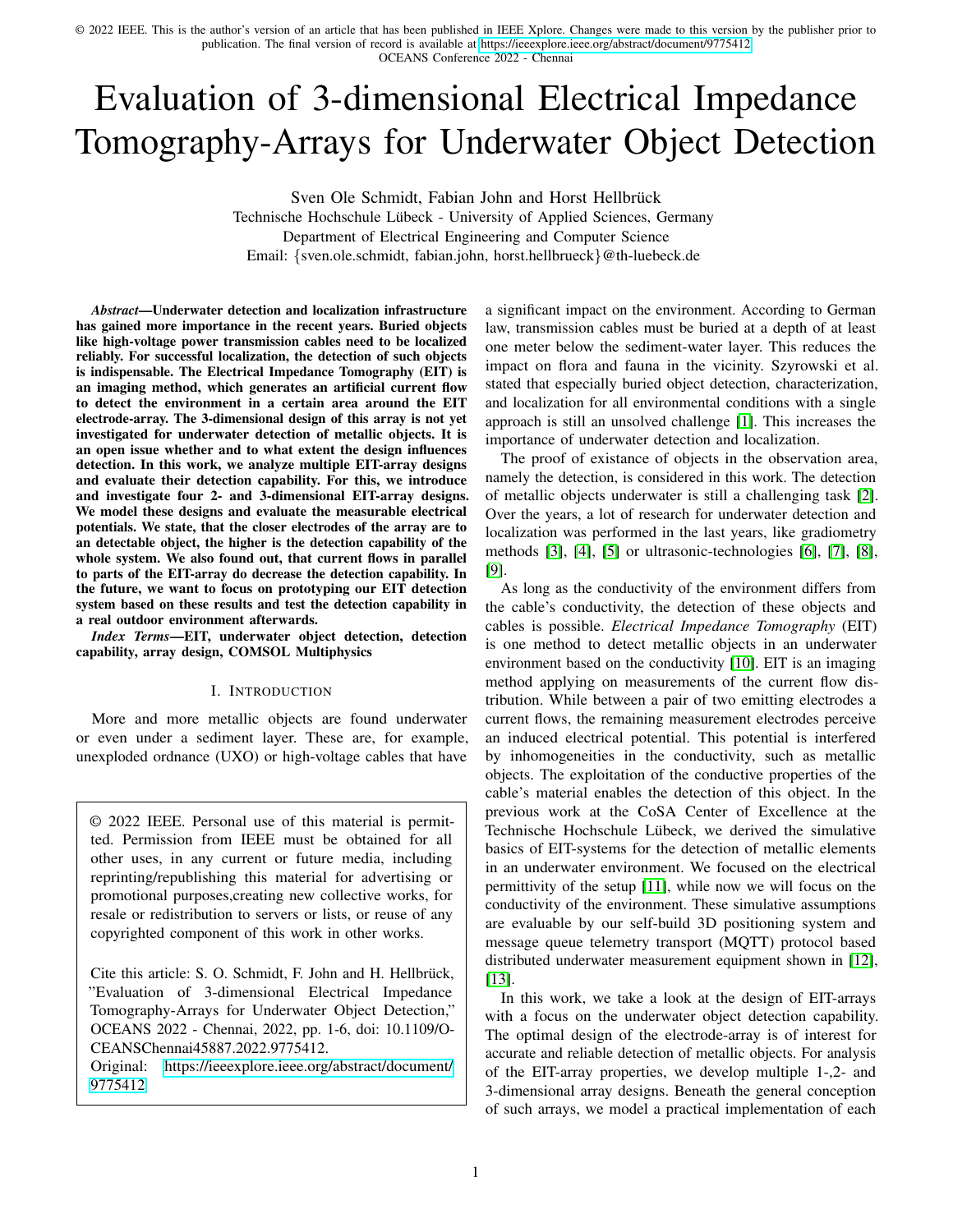# Evaluation of 3-dimensional Electrical Impedance Tomography-Arrays for Underwater Object Detection

Sven Ole Schmidt, Fabian John and Horst Hellbrück
Technische Hochschule Lübeck - University of Applied Sciences, Germany
Department of Electrical Engineering and Computer Science
Email: {sven.ole.schmidt, fabian.john, horst.hellbrueck}@th-luebeck.de

***Abstract*—Underwater detection and localization infrastructure has gained more importance in the recent years. Buried objects like high-voltage power transmission cables need to be localized reliably. For successful localization, the detection of such objects is indispensable. The Electrical Impedance Tomography (EIT) is an imaging method, which generates an artificial current flow to detect the environment in a certain area around the EIT electrode-array. The 3-dimensional design of this array is not yet investigated for underwater detection of metallic objects. It is an open issue whether and to what extent the design influences detection. In this work, we analyze multiple EIT-array designs and evaluate their detection capability. For this, we introduce and investigate four 2- and 3-dimensional EIT-array designs. We model these designs and evaluate the measurable electrical potentials. We state, that the closer electrodes of the array are to an detectable object, the higher is the detection capability of the whole system. We also found out, that current flows in parallel to parts of the EIT-array do decrease the detection capability. In the future, we want to focus on prototyping our EIT detection system based on these results and test the detection capability in a real outdoor environment afterwards.**

***Index Terms*—EIT, underwater object detection, detection capability, array design, COMSOL Multiphysics**

## I. Introduction

More and more metallic objects are found underwater or even under a sediment layer. These are, for example, unexploded ordnance (UXO) or high-voltage cables that have a significant impact on the environment. According to German law, transmission cables must be buried at a depth of at least one meter below the sediment-water layer. This reduces the impact on flora and fauna in the vicinity. Szyrowski et al. stated that especially buried object detection, characterization, and localization for all environmental conditions with a single approach is still an unsolved challenge [1]. This increases the importance of underwater detection and localization.

The proof of existance of objects in the observation area, namely the detection, is considered in this work. The detection of metallic objects underwater is still a challenging task [2]. Over the years, a lot of research for underwater detection and localization was performed in the last years, like gradiometry methods [3], [4], [5] or ultrasonic-technologies [6], [7], [8], [9].

As long as the conductivity of the environment differs from the cable's conductivity, the detection of these objects and cables is possible. *Electrical Impedance Tomography* (EIT) is one method to detect metallic objects in an underwater environment based on the conductivity [10]. EIT is an imaging method applying on measurements of the current flow distribution. While between a pair of two emitting electrodes a current flows, the remaining measurement electrodes perceive an induced electrical potential. This potential is interfered by inhomogeneities in the conductivity, such as metallic objects. The exploitation of the conductive properties of the cable's material enables the detection of this object. In the previous work at the CoSA Center of Excellence at the Technische Hochschule Lübeck, we derived the simulative basics of EIT-systems for the detection of metallic elements in an underwater environment. We focused on the electrical permittivity of the setup [11], while now we will focus on the conductivity of the environment. These simulative assumptions are evaluable by our self-build 3D positioning system and message queue telemetry transport (MQTT) protocol based distributed underwater measurement equipment shown in [12], [13].

In this work, we take a look at the design of EIT-arrays with a focus on the underwater object detection capability. The optimal design of the electrode-array is of interest for accurate and reliable detection of metallic objects. For analysis of the EIT-array properties, we develop multiple 1-,2- and 3-dimensional array designs. Beneath the general conception of such arrays, we model a practical implementation of each

© 2022 IEEE. Personal use of this material is permitted. Permission from IEEE must be obtained for all other uses, in any current or future media, including reprinting/republishing this material for advertising or promotional purposes,creating new collective works, for resale or redistribution to servers or lists, or reuse of any copyrighted component of this work in other works.

Cite this article: S. O. Schmidt, F. John and H. Hellbrück, "Evaluation of 3-dimensional Electrical Impedance Tomography-Arrays for Underwater Object Detection," OCEANS 2022 - Chennai, 2022, pp. 1-6, doi: 10.1109/OCEANSChennai45887.2022.9775412.
Original: https://ieeexplore.ieee.org/abstract/document/9775412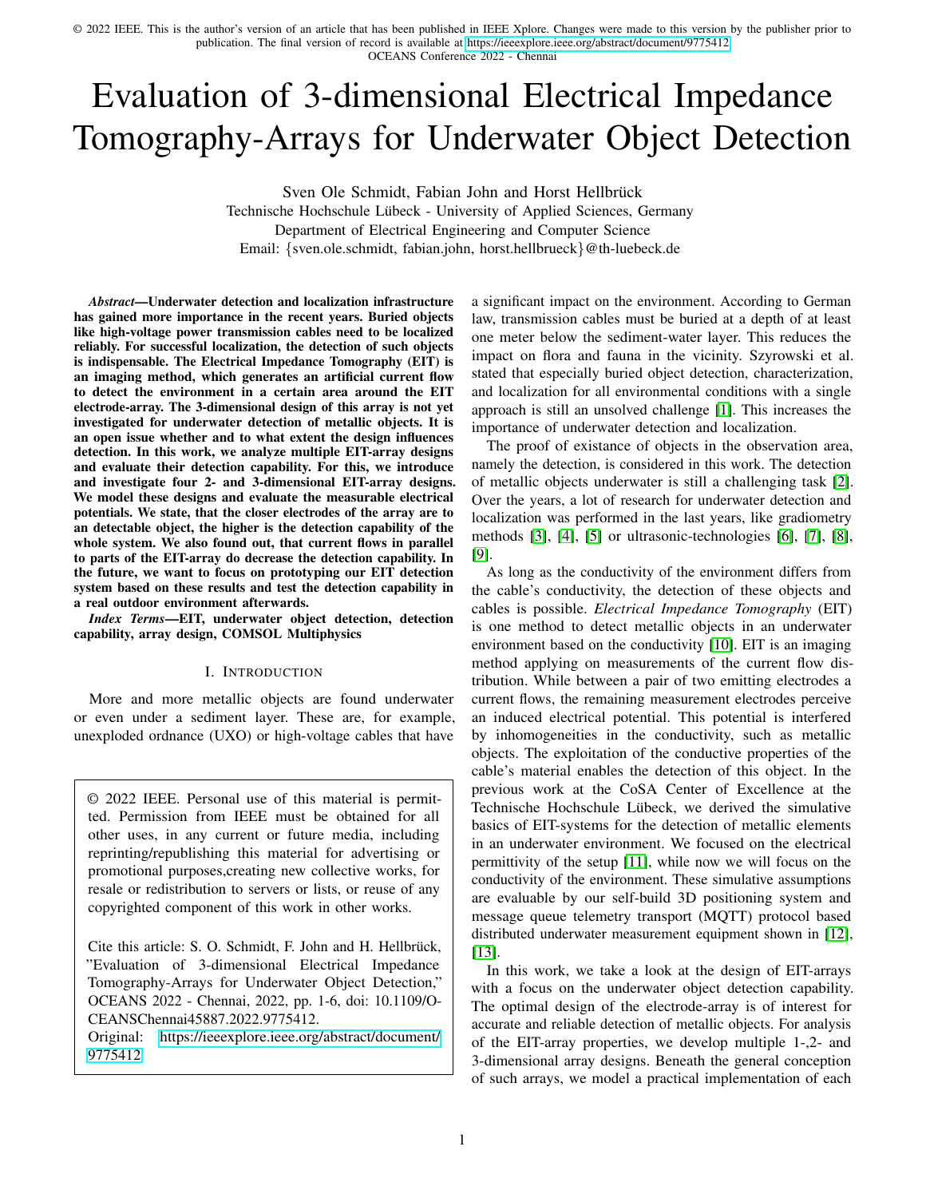© 2022 IEEE. This is the author's version of an article that has been published in IEEE Xplore. Changes were made to this version by the publisher prior to publication. The final version of record is available at https://ieeexplore.ieee.org/abstract/document/9775412
OCEANS Conference 2022 - Chennai

# Evaluation of 3-dimensional Electrical Impedance Tomography-Arrays for Underwater Object Detection

Sven Ole Schmidt, Fabian John and Horst Hellbrück
Technische Hochschule Lübeck - University of Applied Sciences, Germany
Department of Electrical Engineering and Computer Science
Email: {sven.ole.schmidt, fabian.john, horst.hellbrueck}@th-luebeck.de

***Abstract*—Underwater detection and localization infrastructure has gained more importance in the recent years. Buried objects like high-voltage power transmission cables need to be localized reliably. For successful localization, the detection of such objects is indispensable. The Electrical Impedance Tomography (EIT) is an imaging method, which generates an artificial current flow to detect the environment in a certain area around the EIT electrode-array. The 3-dimensional design of this array is not yet investigated for underwater detection of metallic objects. It is an open issue whether and to what extent the design influences detection. In this work, we analyze multiple EIT-array designs and evaluate their detection capability. For this, we introduce and investigate four 2- and 3-dimensional EIT-array designs. We model these designs and evaluate the measurable electrical potentials. We state, that the closer electrodes of the array are to an detectable object, the higher is the detection capability of the whole system. We also found out, that current flows in parallel to parts of the EIT-array do decrease the detection capability. In the future, we want to focus on prototyping our EIT detection system based on these results and test the detection capability in a real outdoor environment afterwards.**

***Index Terms*—EIT, underwater object detection, detection capability, array design, COMSOL Multiphysics**

## I. Introduction

More and more metallic objects are found underwater or even under a sediment layer. These are, for example, unexploded ordnance (UXO) or high-voltage cables that have a significant impact on the environment. According to German law, transmission cables must be buried at a depth of at least one meter below the sediment-water layer. This reduces the impact on flora and fauna in the vicinity. Szyrowski et al. stated that especially buried object detection, characterization, and localization for all environmental conditions with a single approach is still an unsolved challenge [1]. This increases the importance of underwater detection and localization.

The proof of existance of objects in the observation area, namely the detection, is considered in this work. The detection of metallic objects underwater is still a challenging task [2]. Over the years, a lot of research for underwater detection and localization was performed in the last years, like gradiometry methods [3], [4], [5] or ultrasonic-technologies [6], [7], [8], [9].

As long as the conductivity of the environment differs from the cable's conductivity, the detection of these objects and cables is possible. *Electrical Impedance Tomography* (EIT) is one method to detect metallic objects in an underwater environment based on the conductivity [10]. EIT is an imaging method applying on measurements of the current flow distribution. While between a pair of two emitting electrodes a current flows, the remaining measurement electrodes perceive an induced electrical potential. This potential is interfered by inhomogeneities in the conductivity, such as metallic objects. The exploitation of the conductive properties of the cable's material enables the detection of this object. In the previous work at the CoSA Center of Excellence at the Technische Hochschule Lübeck, we derived the simulative basics of EIT-systems for the detection of metallic elements in an underwater environment. We focused on the electrical permittivity of the setup [11], while now we will focus on the conductivity of the environment. These simulative assumptions are evaluable by our self-build 3D positioning system and message queue telemetry transport (MQTT) protocol based distributed underwater measurement equipment shown in [12], [13].

In this work, we take a look at the design of EIT-arrays with a focus on the underwater object detection capability. The optimal design of the electrode-array is of interest for accurate and reliable detection of metallic objects. For analysis of the EIT-array properties, we develop multiple 1-,2- and 3-dimensional array designs. Beneath the general conception of such arrays, we model a practical implementation of each

© 2022 IEEE. Personal use of this material is permitted. Permission from IEEE must be obtained for all other uses, in any current or future media, including reprinting/republishing this material for advertising or promotional purposes,creating new collective works, for resale or redistribution to servers or lists, or reuse of any copyrighted component of this work in other works.

Cite this article: S. O. Schmidt, F. John and H. Hellbrück, "Evaluation of 3-dimensional Electrical Impedance Tomography-Arrays for Underwater Object Detection," OCEANS 2022 - Chennai, 2022, pp. 1-6, doi: 10.1109/OCEANSChennai45887.2022.9775412.
Original: https://ieeexplore.ieee.org/abstract/document/9775412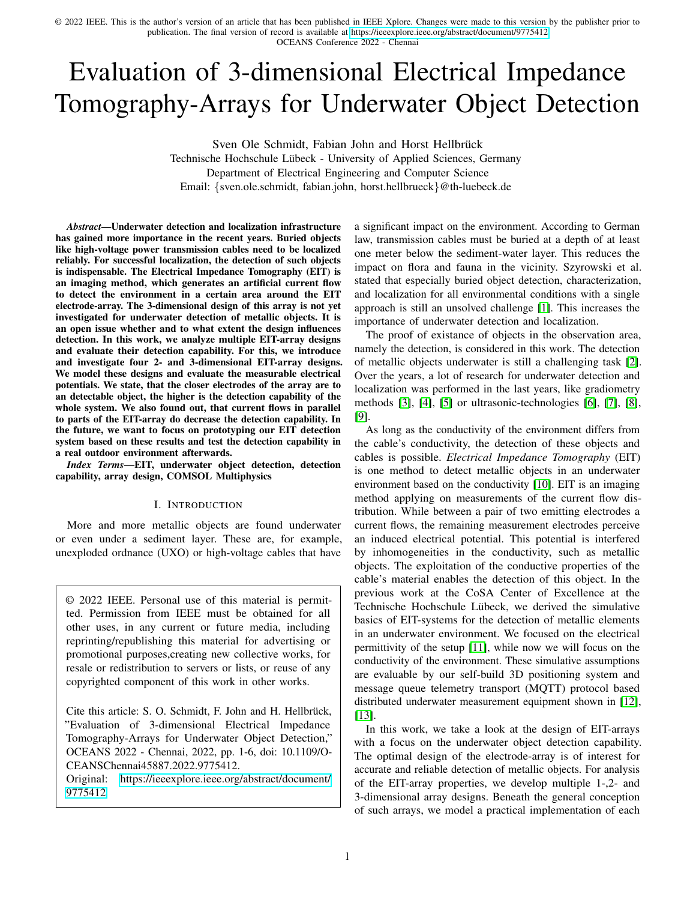© 2022 IEEE. This is the author's version of an article that has been published in IEEE Xplore. Changes were made to this version by the publisher prior to publication. The final version of record is available at https://ieeexplore.ieee.org/abstract/document/9775412
OCEANS Conference 2022 - Chennai

# Evaluation of 3-dimensional Electrical Impedance Tomography-Arrays for Underwater Object Detection

Sven Ole Schmidt, Fabian John and Horst Hellbrück
Technische Hochschule Lübeck - University of Applied Sciences, Germany
Department of Electrical Engineering and Computer Science
Email: {sven.ole.schmidt, fabian.john, horst.hellbrueck}@th-luebeck.de

***Abstract*—Underwater detection and localization infrastructure has gained more importance in the recent years. Buried objects like high-voltage power transmission cables need to be localized reliably. For successful localization, the detection of such objects is indispensable. The Electrical Impedance Tomography (EIT) is an imaging method, which generates an artificial current flow to detect the environment in a certain area around the EIT electrode-array. The 3-dimensional design of this array is not yet investigated for underwater detection of metallic objects. It is an open issue whether and to what extent the design influences detection. In this work, we analyze multiple EIT-array designs and evaluate their detection capability. For this, we introduce and investigate four 2- and 3-dimensional EIT-array designs. We model these designs and evaluate the measurable electrical potentials. We state, that the closer electrodes of the array are to an detectable object, the higher is the detection capability of the whole system. We also found out, that current flows in parallel to parts of the EIT-array do decrease the detection capability. In the future, we want to focus on prototyping our EIT detection system based on these results and test the detection capability in a real outdoor environment afterwards.**

***Index Terms*—EIT, underwater object detection, detection capability, array design, COMSOL Multiphysics**

## I. Introduction

More and more metallic objects are found underwater or even under a sediment layer. These are, for example, unexploded ordnance (UXO) or high-voltage cables that have a significant impact on the environment. According to German law, transmission cables must be buried at a depth of at least one meter below the sediment-water layer. This reduces the impact on flora and fauna in the vicinity. Szyrowski et al. stated that especially buried object detection, characterization, and localization for all environmental conditions with a single approach is still an unsolved challenge [1]. This increases the importance of underwater detection and localization.

The proof of existance of objects in the observation area, namely the detection, is considered in this work. The detection of metallic objects underwater is still a challenging task [2]. Over the years, a lot of research for underwater detection and localization was performed in the last years, like gradiometry methods [3], [4], [5] or ultrasonic-technologies [6], [7], [8], [9].

As long as the conductivity of the environment differs from the cable's conductivity, the detection of these objects and cables is possible. *Electrical Impedance Tomography* (EIT) is one method to detect metallic objects in an underwater environment based on the conductivity [10]. EIT is an imaging method applying on measurements of the current flow distribution. While between a pair of two emitting electrodes a current flows, the remaining measurement electrodes perceive an induced electrical potential. This potential is interfered by inhomogeneities in the conductivity, such as metallic objects. The exploitation of the conductive properties of the cable's material enables the detection of this object. In the previous work at the CoSA Center of Excellence at the Technische Hochschule Lübeck, we derived the simulative basics of EIT-systems for the detection of metallic elements in an underwater environment. We focused on the electrical permittivity of the setup [11], while now we will focus on the conductivity of the environment. These simulative assumptions are evaluable by our self-build 3D positioning system and message queue telemetry transport (MQTT) protocol based distributed underwater measurement equipment shown in [12], [13].

In this work, we take a look at the design of EIT-arrays with a focus on the underwater object detection capability. The optimal design of the electrode-array is of interest for accurate and reliable detection of metallic objects. For analysis of the EIT-array properties, we develop multiple 1-,2- and 3-dimensional array designs. Beneath the general conception of such arrays, we model a practical implementation of each

© 2022 IEEE. Personal use of this material is permitted. Permission from IEEE must be obtained for all other uses, in any current or future media, including reprinting/republishing this material for advertising or promotional purposes,creating new collective works, for resale or redistribution to servers or lists, or reuse of any copyrighted component of this work in other works.

Cite this article: S. O. Schmidt, F. John and H. Hellbrück, "Evaluation of 3-dimensional Electrical Impedance Tomography-Arrays for Underwater Object Detection," OCEANS 2022 - Chennai, 2022, pp. 1-6, doi: 10.1109/OCEANSChennai45887.2022.9775412.
Original: https://ieeexplore.ieee.org/abstract/document/9775412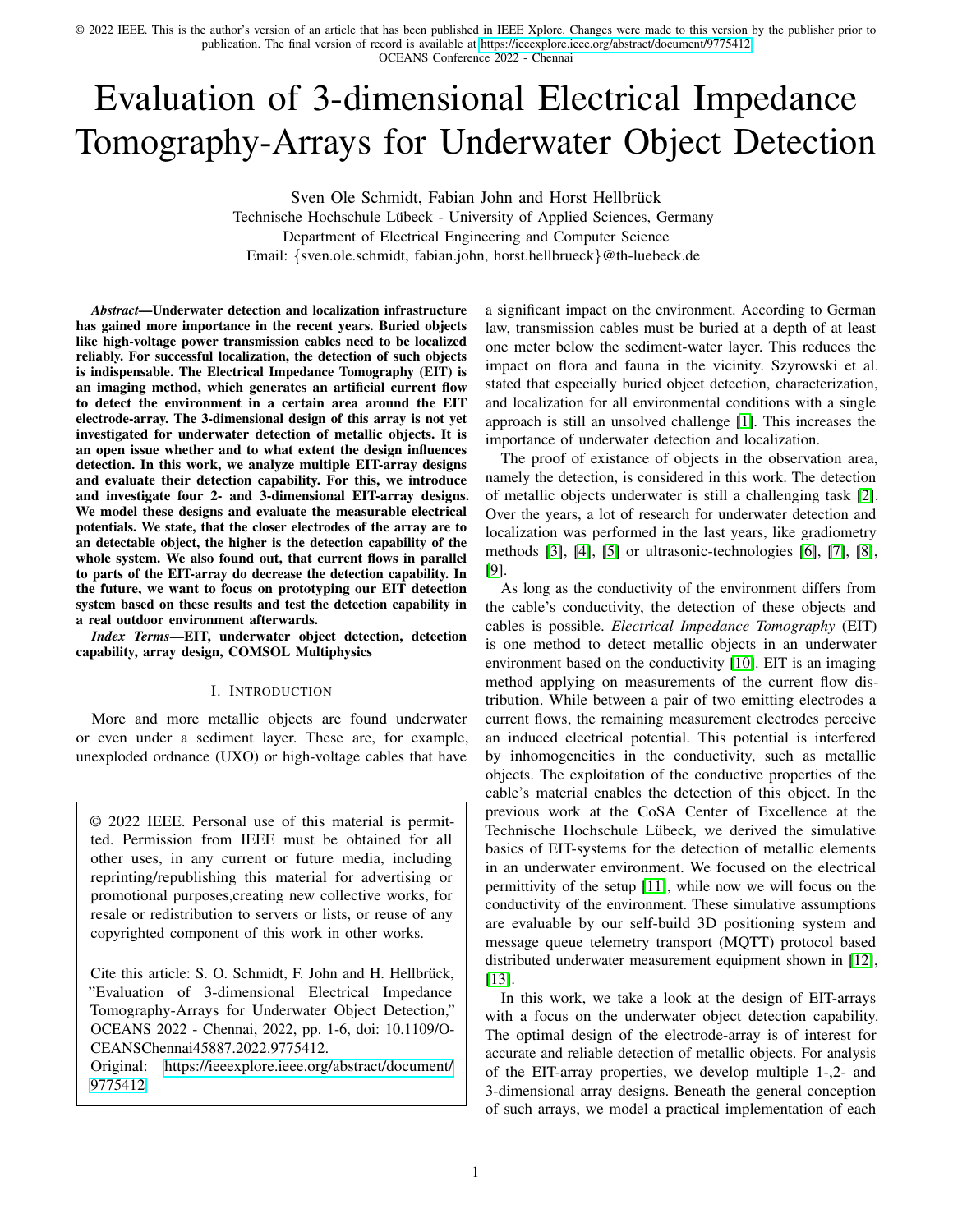# Evaluation of 3-dimensional Electrical Impedance Tomography-Arrays for Underwater Object Detection

Sven Ole Schmidt, Fabian John and Horst Hellbrück
Technische Hochschule Lübeck - University of Applied Sciences, Germany
Department of Electrical Engineering and Computer Science
Email: {sven.ole.schmidt, fabian.john, horst.hellbrueck}@th-luebeck.de

***Abstract*—Underwater detection and localization infrastructure has gained more importance in the recent years. Buried objects like high-voltage power transmission cables need to be localized reliably. For successful localization, the detection of such objects is indispensable. The Electrical Impedance Tomography (EIT) is an imaging method, which generates an artificial current flow to detect the environment in a certain area around the EIT electrode-array. The 3-dimensional design of this array is not yet investigated for underwater detection of metallic objects. It is an open issue whether and to what extent the design influences detection. In this work, we analyze multiple EIT-array designs and evaluate their detection capability. For this, we introduce and investigate four 2- and 3-dimensional EIT-array designs. We model these designs and evaluate the measurable electrical potentials. We state, that the closer electrodes of the array are to an detectable object, the higher is the detection capability of the whole system. We also found out, that current flows in parallel to parts of the EIT-array do decrease the detection capability. In the future, we want to focus on prototyping our EIT detection system based on these results and test the detection capability in a real outdoor environment afterwards.**

***Index Terms*—EIT, underwater object detection, detection capability, array design, COMSOL Multiphysics**

## I. Introduction

More and more metallic objects are found underwater or even under a sediment layer. These are, for example, unexploded ordnance (UXO) or high-voltage cables that have a significant impact on the environment. According to German law, transmission cables must be buried at a depth of at least one meter below the sediment-water layer. This reduces the impact on flora and fauna in the vicinity. Szyrowski et al. stated that especially buried object detection, characterization, and localization for all environmental conditions with a single approach is still an unsolved challenge [1]. This increases the importance of underwater detection and localization.

The proof of existance of objects in the observation area, namely the detection, is considered in this work. The detection of metallic objects underwater is still a challenging task [2]. Over the years, a lot of research for underwater detection and localization was performed in the last years, like gradiometry methods [3], [4], [5] or ultrasonic-technologies [6], [7], [8], [9].

As long as the conductivity of the environment differs from the cable's conductivity, the detection of these objects and cables is possible. *Electrical Impedance Tomography* (EIT) is one method to detect metallic objects in an underwater environment based on the conductivity [10]. EIT is an imaging method applying on measurements of the current flow distribution. While between a pair of two emitting electrodes a current flows, the remaining measurement electrodes perceive an induced electrical potential. This potential is interfered by inhomogeneities in the conductivity, such as metallic objects. The exploitation of the conductive properties of the cable's material enables the detection of this object. In the previous work at the CoSA Center of Excellence at the Technische Hochschule Lübeck, we derived the simulative basics of EIT-systems for the detection of metallic elements in an underwater environment. We focused on the electrical permittivity of the setup [11], while now we will focus on the conductivity of the environment. These simulative assumptions are evaluable by our self-build 3D positioning system and message queue telemetry transport (MQTT) protocol based distributed underwater measurement equipment shown in [12], [13].

In this work, we take a look at the design of EIT-arrays with a focus on the underwater object detection capability. The optimal design of the electrode-array is of interest for accurate and reliable detection of metallic objects. For analysis of the EIT-array properties, we develop multiple 1-,2- and 3-dimensional array designs. Beneath the general conception of such arrays, we model a practical implementation of each

© 2022 IEEE. Personal use of this material is permitted. Permission from IEEE must be obtained for all other uses, in any current or future media, including reprinting/republishing this material for advertising or promotional purposes,creating new collective works, for resale or redistribution to servers or lists, or reuse of any copyrighted component of this work in other works.

Cite this article: S. O. Schmidt, F. John and H. Hellbrück, "Evaluation of 3-dimensional Electrical Impedance Tomography-Arrays for Underwater Object Detection," OCEANS 2022 - Chennai, 2022, pp. 1-6, doi: 10.1109/OCEANSChennai45887.2022.9775412.
Original: https://ieeexplore.ieee.org/abstract/document/9775412